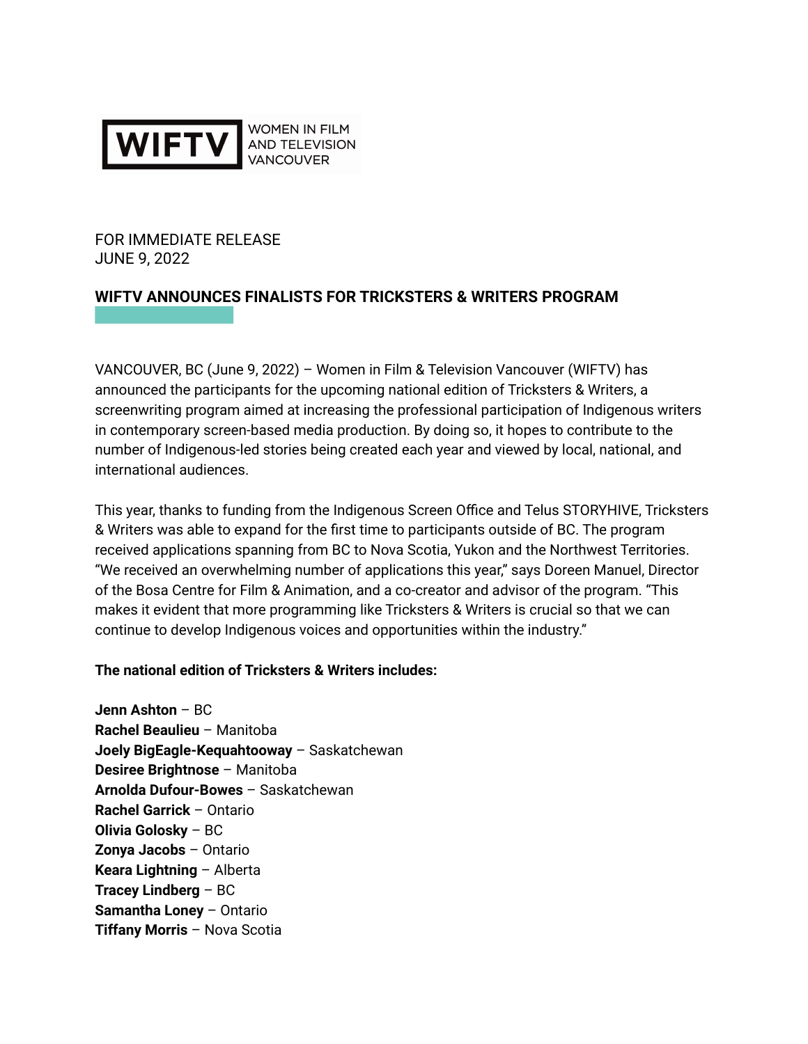WIFTV WOMEN IN FILM AND TELEVISION VANCOUVER

FOR IMMEDIATE RELEASE
JUNE 9, 2022

## WIFTV ANNOUNCES FINALISTS FOR TRICKSTERS & WRITERS PROGRAM

VANCOUVER, BC (June 9, 2022) – Women in Film & Television Vancouver (WIFTV) has announced the participants for the upcoming national edition of Tricksters & Writers, a screenwriting program aimed at increasing the professional participation of Indigenous writers in contemporary screen-based media production. By doing so, it hopes to contribute to the number of Indigenous-led stories being created each year and viewed by local, national, and international audiences.

This year, thanks to funding from the Indigenous Screen Office and Telus STORYHIVE, Tricksters & Writers was able to expand for the first time to participants outside of BC. The program received applications spanning from BC to Nova Scotia, Yukon and the Northwest Territories. "We received an overwhelming number of applications this year," says Doreen Manuel, Director of the Bosa Centre for Film & Animation, and a co-creator and advisor of the program. "This makes it evident that more programming like Tricksters & Writers is crucial so that we can continue to develop Indigenous voices and opportunities within the industry."

**The national edition of Tricksters & Writers includes:**

**Jenn Ashton** – BC
**Rachel Beaulieu** – Manitoba
**Joely BigEagle-Kequahtooway** – Saskatchewan
**Desiree Brightnose** – Manitoba
**Arnolda Dufour-Bowes** – Saskatchewan
**Rachel Garrick** – Ontario
**Olivia Golosky** – BC
**Zonya Jacobs** – Ontario
**Keara Lightning** – Alberta
**Tracey Lindberg** – BC
**Samantha Loney** – Ontario
**Tiffany Morris** – Nova Scotia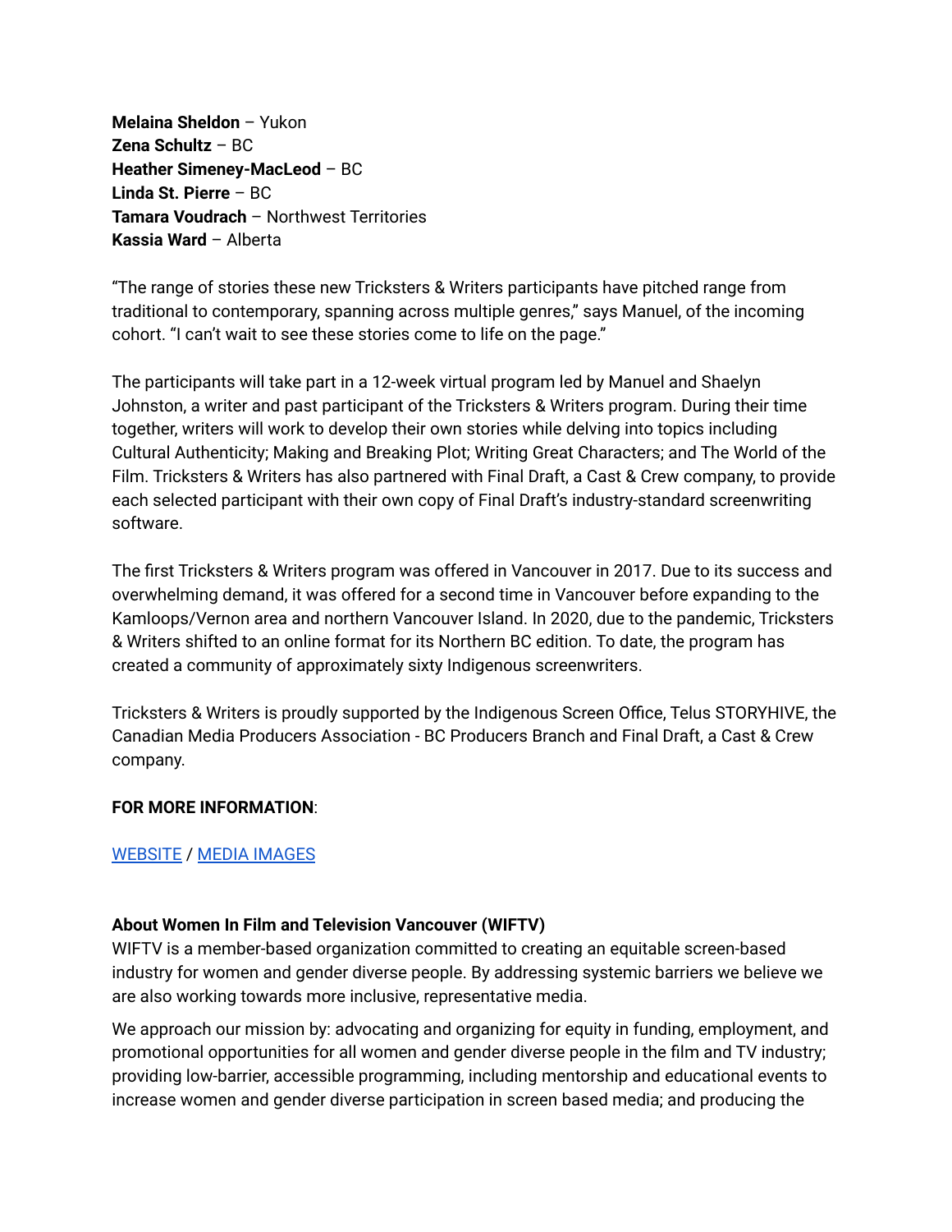**Melaina Sheldon** – Yukon
**Zena Schultz** – BC
**Heather Simeney-MacLeod** – BC
**Linda St. Pierre** – BC
**Tamara Voudrach** – Northwest Territories
**Kassia Ward** – Alberta

“The range of stories these new Tricksters & Writers participants have pitched range from traditional to contemporary, spanning across multiple genres,” says Manuel, of the incoming cohort. “I can’t wait to see these stories come to life on the page.”

The participants will take part in a 12-week virtual program led by Manuel and Shaelyn Johnston, a writer and past participant of the Tricksters & Writers program. During their time together, writers will work to develop their own stories while delving into topics including Cultural Authenticity; Making and Breaking Plot; Writing Great Characters; and The World of the Film. Tricksters & Writers has also partnered with Final Draft, a Cast & Crew company, to provide each selected participant with their own copy of Final Draft’s industry-standard screenwriting software.

The first Tricksters & Writers program was offered in Vancouver in 2017. Due to its success and overwhelming demand, it was offered for a second time in Vancouver before expanding to the Kamloops/Vernon area and northern Vancouver Island. In 2020, due to the pandemic, Tricksters & Writers shifted to an online format for its Northern BC edition. To date, the program has created a community of approximately sixty Indigenous screenwriters.

Tricksters & Writers is proudly supported by the Indigenous Screen Office, Telus STORYHIVE, the Canadian Media Producers Association - BC Producers Branch and Final Draft, a Cast & Crew company.

**FOR MORE INFORMATION**:

WEBSITE / MEDIA IMAGES

**About Women In Film and Television Vancouver (WIFTV)**

WIFTV is a member-based organization committed to creating an equitable screen-based industry for women and gender diverse people. By addressing systemic barriers we believe we are also working towards more inclusive, representative media.

We approach our mission by: advocating and organizing for equity in funding, employment, and promotional opportunities for all women and gender diverse people in the film and TV industry; providing low-barrier, accessible programming, including mentorship and educational events to increase women and gender diverse participation in screen based media; and producing the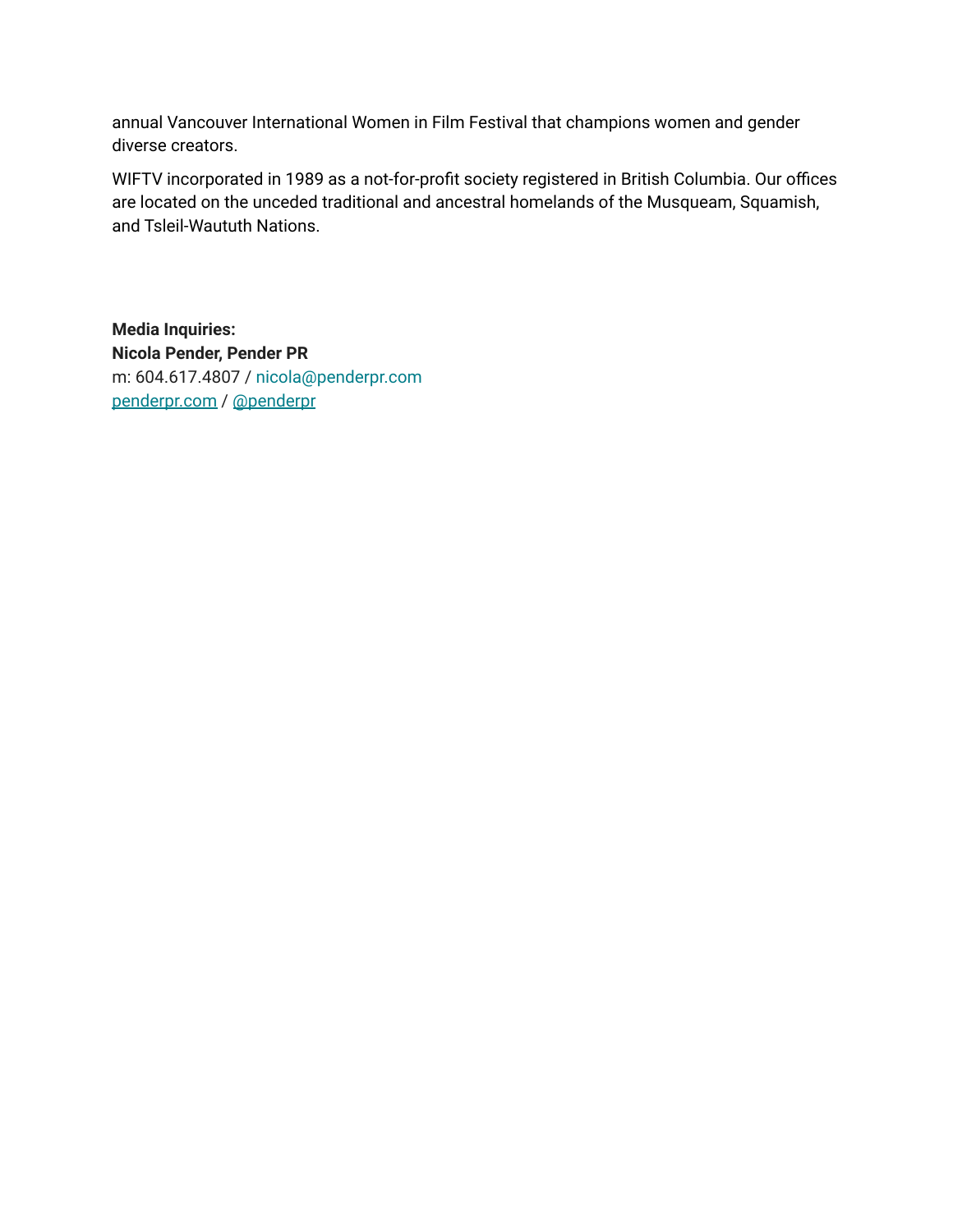annual Vancouver International Women in Film Festival that champions women and gender diverse creators.

WIFTV incorporated in 1989 as a not-for-profit society registered in British Columbia. Our offices are located on the unceded traditional and ancestral homelands of the Musqueam, Squamish, and Tsleil-Waututh Nations.

**Media Inquiries:**
**Nicola Pender, Pender PR**
m: 604.617.4807 / nicola@penderpr.com
penderpr.com / @penderpr